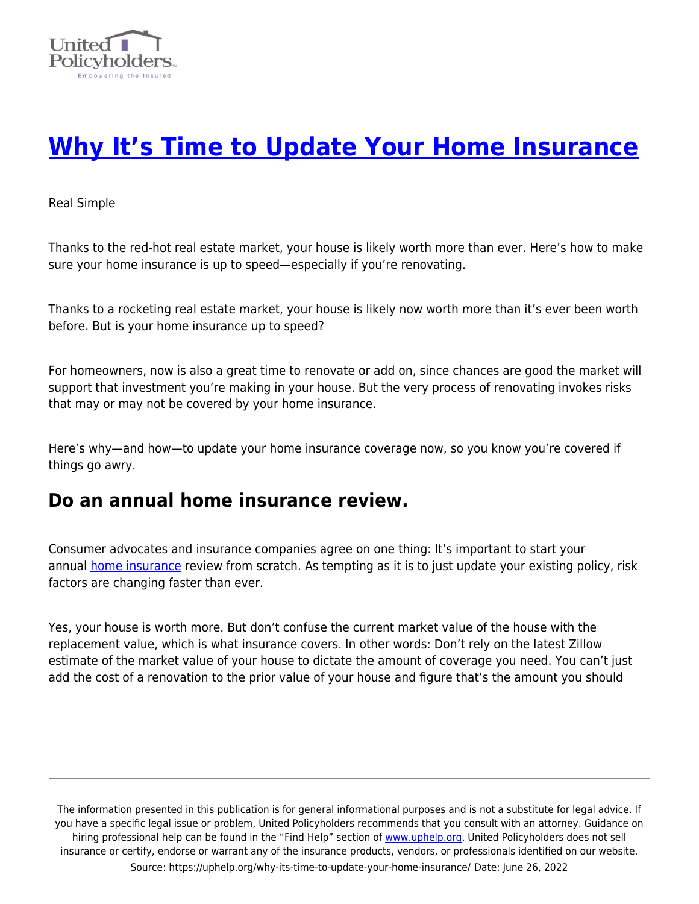# [Why It's Time to Update Your Home Insurance](https://uphelp.org/why-its-time-to-update-your-home-insurance/)

Real Simple

Thanks to the red-hot real estate market, your house is likely worth more than ever. Here's how to make sure your home insurance is up to speed—especially if you're renovating.

Thanks to a rocketing real estate market, your house is likely now worth more than it's ever been worth before. But is your home insurance up to speed?

For homeowners, now is also a great time to renovate or add on, since chances are good the market will support that investment you're making in your house. But the very process of renovating invokes risks that may or may not be covered by your home insurance.

Here's why—and how—to update your home insurance coverage now, so you know you're covered if things go awry.

## Do an annual home insurance review.

Consumer advocates and insurance companies agree on one thing: It's important to start your annual home insurance review from scratch. As tempting as it is to just update your existing policy, risk factors are changing faster than ever.

Yes, your house is worth more. But don't confuse the current market value of the house with the replacement value, which is what insurance covers. In other words: Don't rely on the latest Zillow estimate of the market value of your house to dictate the amount of coverage you need. You can't just add the cost of a renovation to the prior value of your house and figure that's the amount you should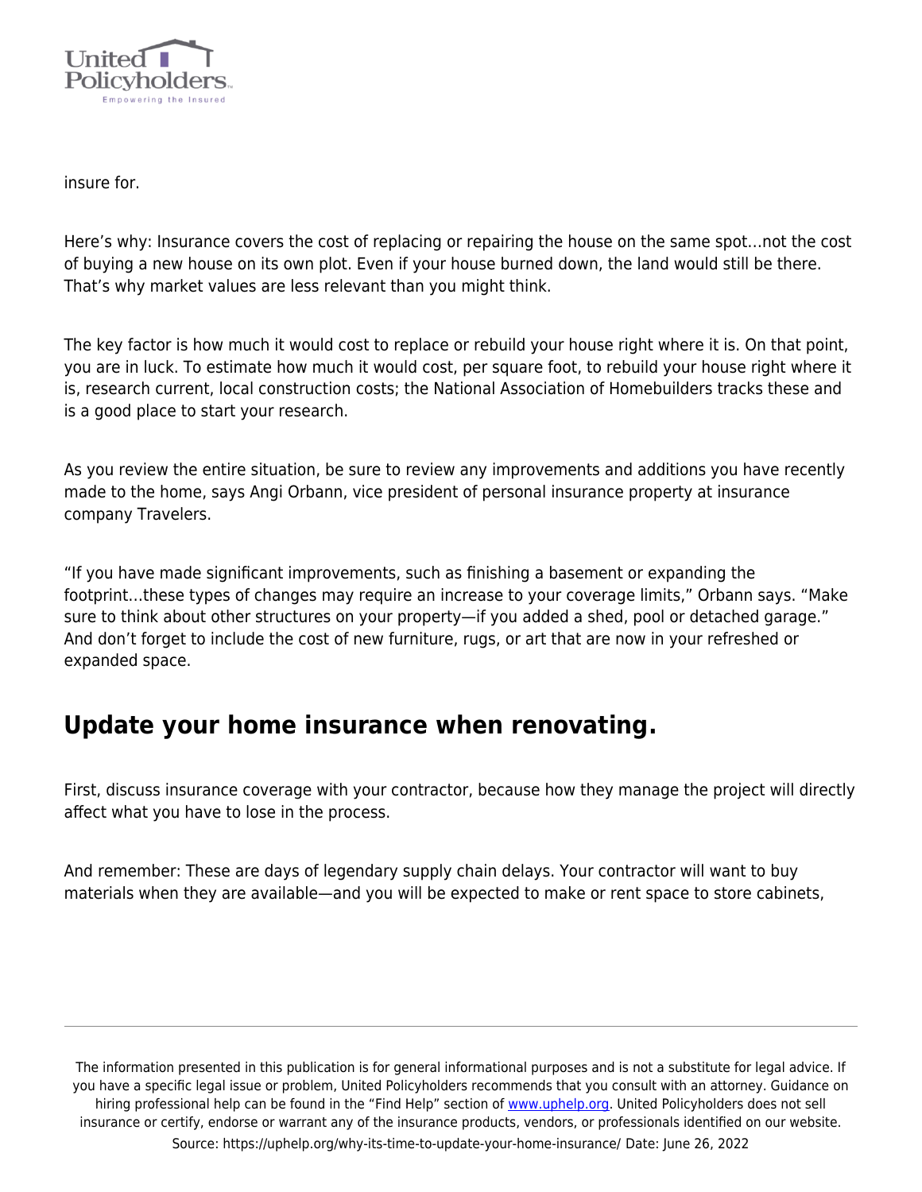insure for.

Here's why: Insurance covers the cost of replacing or repairing the house on the same spot…not the cost of buying a new house on its own plot. Even if your house burned down, the land would still be there. That's why market values are less relevant than you might think.

The key factor is how much it would cost to replace or rebuild your house right where it is. On that point, you are in luck. To estimate how much it would cost, per square foot, to rebuild your house right where it is, research current, local construction costs; the National Association of Homebuilders tracks these and is a good place to start your research.

As you review the entire situation, be sure to review any improvements and additions you have recently made to the home, says Angi Orbann, vice president of personal insurance property at insurance company Travelers.

"If you have made significant improvements, such as finishing a basement or expanding the footprint…these types of changes may require an increase to your coverage limits," Orbann says. "Make sure to think about other structures on your property—if you added a shed, pool or detached garage." And don't forget to include the cost of new furniture, rugs, or art that are now in your refreshed or expanded space.

## Update your home insurance when renovating.

First, discuss insurance coverage with your contractor, because how they manage the project will directly affect what you have to lose in the process.

And remember: These are days of legendary supply chain delays. Your contractor will want to buy materials when they are available—and you will be expected to make or rent space to store cabinets,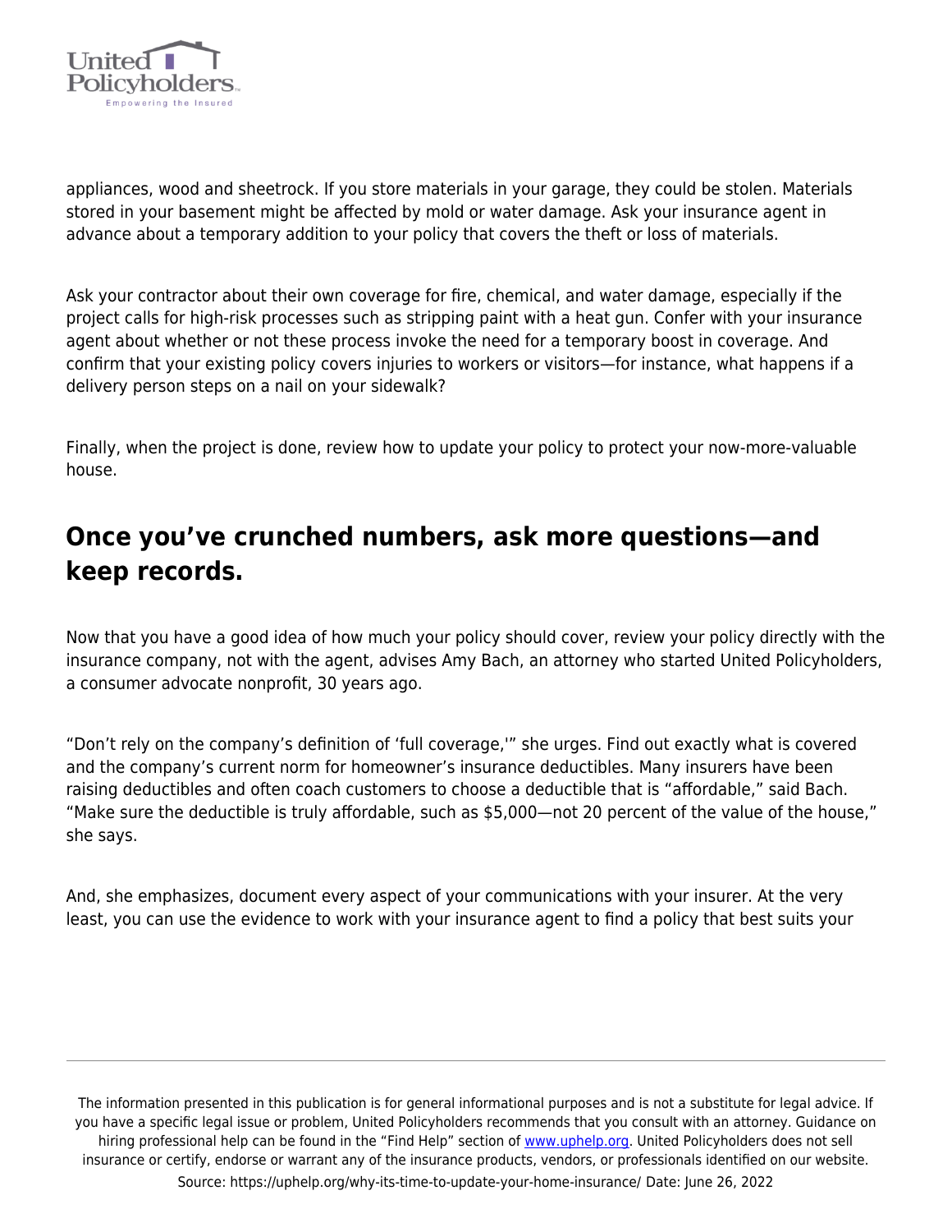appliances, wood and sheetrock. If you store materials in your garage, they could be stolen. Materials stored in your basement might be affected by mold or water damage. Ask your insurance agent in advance about a temporary addition to your policy that covers the theft or loss of materials.

Ask your contractor about their own coverage for fire, chemical, and water damage, especially if the project calls for high-risk processes such as stripping paint with a heat gun. Confer with your insurance agent about whether or not these process invoke the need for a temporary boost in coverage. And confirm that your existing policy covers injuries to workers or visitors—for instance, what happens if a delivery person steps on a nail on your sidewalk?

Finally, when the project is done, review how to update your policy to protect your now-more-valuable house.

## Once you've crunched numbers, ask more questions—and keep records.

Now that you have a good idea of how much your policy should cover, review your policy directly with the insurance company, not with the agent, advises Amy Bach, an attorney who started United Policyholders, a consumer advocate nonprofit, 30 years ago.

"Don't rely on the company's definition of 'full coverage,'" she urges. Find out exactly what is covered and the company's current norm for homeowner's insurance deductibles. Many insurers have been raising deductibles and often coach customers to choose a deductible that is "affordable," said Bach. "Make sure the deductible is truly affordable, such as $5,000—not 20 percent of the value of the house," she says.

And, she emphasizes, document every aspect of your communications with your insurer. At the very least, you can use the evidence to work with your insurance agent to find a policy that best suits your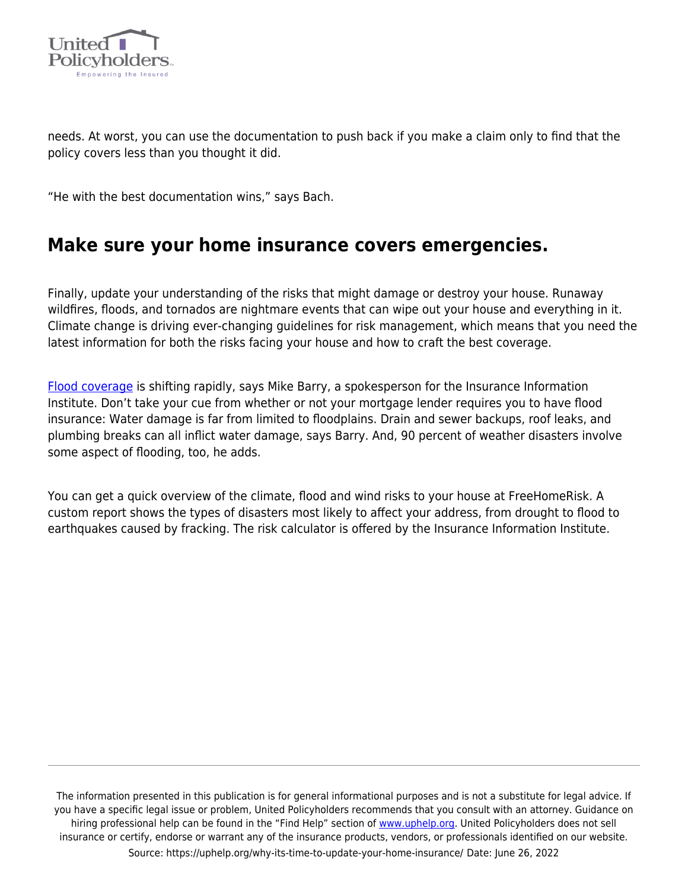needs. At worst, you can use the documentation to push back if you make a claim only to find that the policy covers less than you thought it did.

“He with the best documentation wins,” says Bach.

## Make sure your home insurance covers emergencies.

Finally, update your understanding of the risks that might damage or destroy your house. Runaway wildfires, floods, and tornados are nightmare events that can wipe out your house and everything in it. Climate change is driving ever-changing guidelines for risk management, which means that you need the latest information for both the risks facing your house and how to craft the best coverage.

[Flood coverage](#) is shifting rapidly, says Mike Barry, a spokesperson for the Insurance Information Institute. Don’t take your cue from whether or not your mortgage lender requires you to have flood insurance: Water damage is far from limited to floodplains. Drain and sewer backups, roof leaks, and plumbing breaks can all inflict water damage, says Barry. And, 90 percent of weather disasters involve some aspect of flooding, too, he adds.

You can get a quick overview of the climate, flood and wind risks to your house at FreeHomeRisk. A custom report shows the types of disasters most likely to affect your address, from drought to flood to earthquakes caused by fracking. The risk calculator is offered by the Insurance Information Institute.

The information presented in this publication is for general informational purposes and is not a substitute for legal advice. If you have a specific legal issue or problem, United Policyholders recommends that you consult with an attorney. Guidance on hiring professional help can be found in the “Find Help” section of [www.uphelp.org](http://www.uphelp.org). United Policyholders does not sell insurance or certify, endorse or warrant any of the insurance products, vendors, or professionals identified on our website.

Source: https://uphelp.org/why-its-time-to-update-your-home-insurance/ Date: June 26, 2022